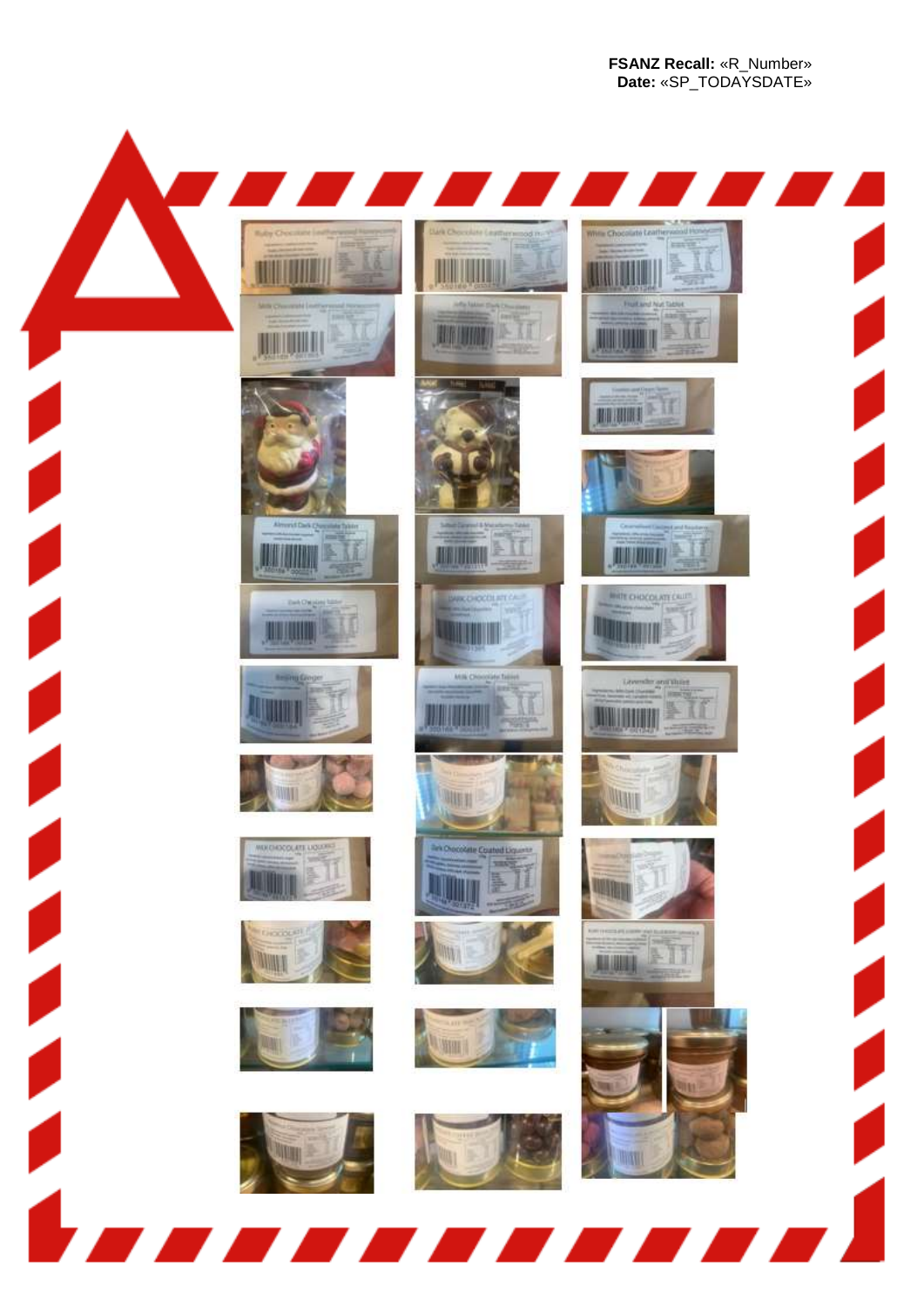**FSANZ Recall:** «R_Number»
**Date:** «SP_TODAYSDATE»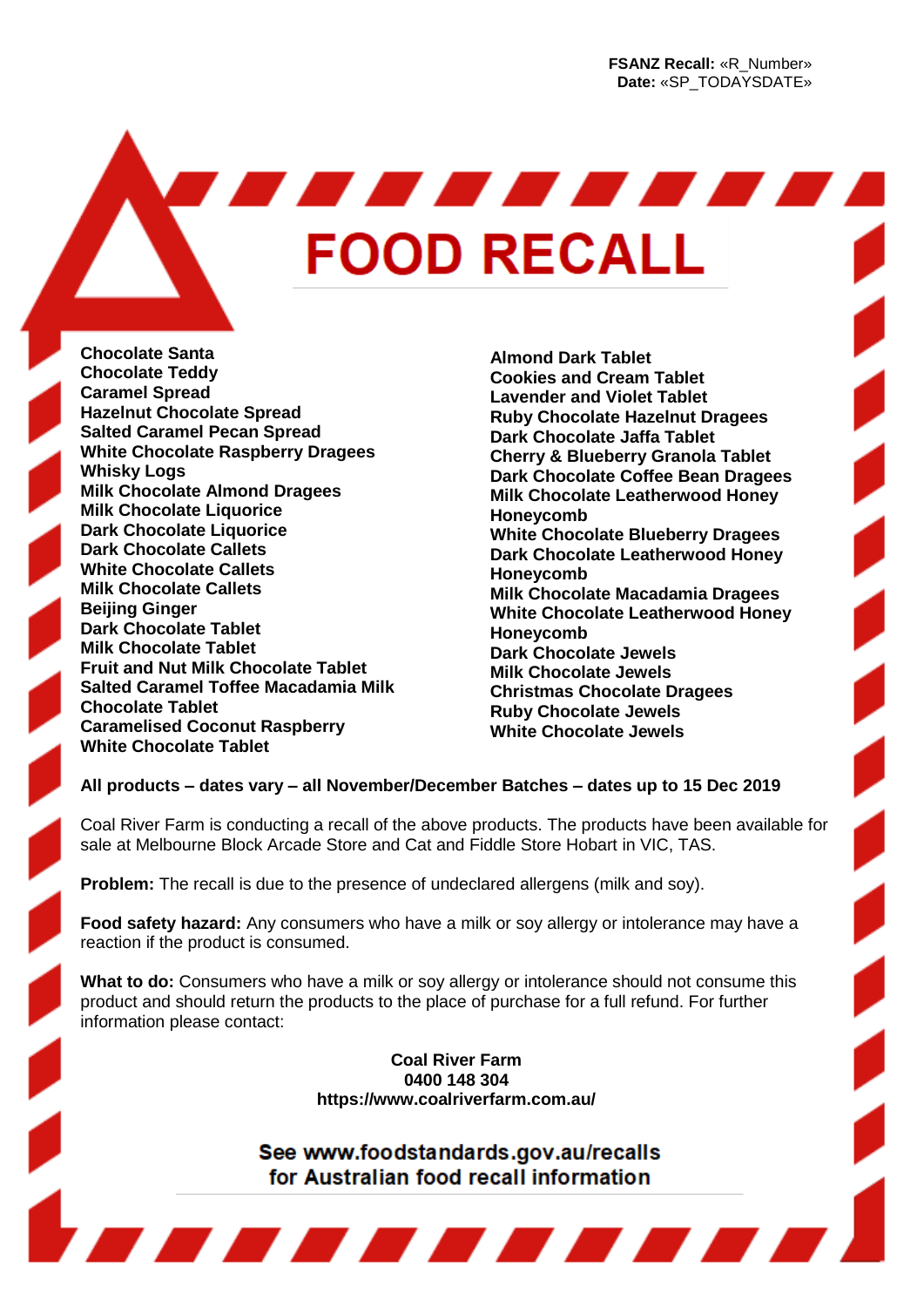**FSANZ Recall:** «R_Number»
**Date:** «SP_TODAYSDATE»

# FOOD RECALL

**Chocolate Santa**
**Chocolate Teddy**
**Caramel Spread**
**Hazelnut Chocolate Spread**
**Salted Caramel Pecan Spread**
**White Chocolate Raspberry Dragees**
**Whisky Logs**
**Milk Chocolate Almond Dragees**
**Milk Chocolate Liquorice**
**Dark Chocolate Liquorice**
**Dark Chocolate Callets**
**White Chocolate Callets**
**Milk Chocolate Callets**
**Beijing Ginger**
**Dark Chocolate Tablet**
**Milk Chocolate Tablet**
**Fruit and Nut Milk Chocolate Tablet**
**Salted Caramel Toffee Macadamia Milk Chocolate Tablet**
**Caramelised Coconut Raspberry**
**White Chocolate Tablet**
**Almond Dark Tablet**
**Cookies and Cream Tablet**
**Lavender and Violet Tablet**
**Ruby Chocolate Hazelnut Dragees**
**Dark Chocolate Jaffa Tablet**
**Cherry & Blueberry Granola Tablet**
**Dark Chocolate Coffee Bean Dragees**
**Milk Chocolate Leatherwood Honey Honeycomb**
**White Chocolate Blueberry Dragees**
**Dark Chocolate Leatherwood Honey Honeycomb**
**Milk Chocolate Macadamia Dragees**
**White Chocolate Leatherwood Honey Honeycomb**
**Dark Chocolate Jewels**
**Milk Chocolate Jewels**
**Christmas Chocolate Dragees**
**Ruby Chocolate Jewels**
**White Chocolate Jewels**

**All products – dates vary – all November/December Batches – dates up to 15 Dec 2019**

Coal River Farm is conducting a recall of the above products. The products have been available for sale at Melbourne Block Arcade Store and Cat and Fiddle Store Hobart in VIC, TAS.

**Problem:** The recall is due to the presence of undeclared allergens (milk and soy).

**Food safety hazard:** Any consumers who have a milk or soy allergy or intolerance may have a reaction if the product is consumed.

**What to do:** Consumers who have a milk or soy allergy or intolerance should not consume this product and should return the products to the place of purchase for a full refund. For further information please contact:

**Coal River Farm**
**0400 148 304**
**https://www.coalriverfarm.com.au/**

**See www.foodstandards.gov.au/recalls for Australian food recall information**